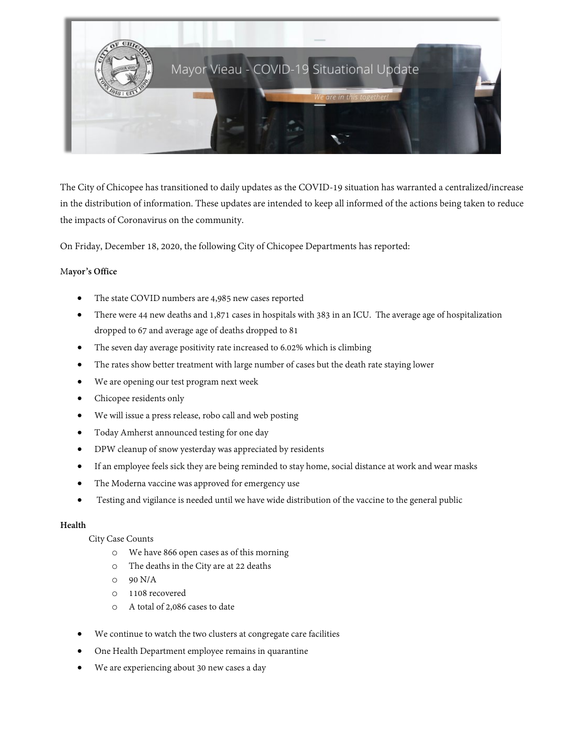Mayor Vieau - COVID-19 Situational Update

*We are in this together!*

The City of Chicopee has transitioned to daily updates as the COVID-19 situation has warranted a centralized/increase in the distribution of information. These updates are intended to keep all informed of the actions being taken to reduce the impacts of Coronavirus on the community.

On Friday, December 18, 2020, the following City of Chicopee Departments has reported:

**Mayor's Office**

- The state COVID numbers are 4,985 new cases reported
- There were 44 new deaths and 1,871 cases in hospitals with 383 in an ICU. The average age of hospitalization dropped to 67 and average age of deaths dropped to 81
- The seven day average positivity rate increased to 6.02% which is climbing
- The rates show better treatment with large number of cases but the death rate staying lower
- We are opening our test program next week
- Chicopee residents only
- We will issue a press release, robo call and web posting
- Today Amherst announced testing for one day
- DPW cleanup of snow yesterday was appreciated by residents
- If an employee feels sick they are being reminded to stay home, social distance at work and wear masks
- The Moderna vaccine was approved for emergency use
- Testing and vigilance is needed until we have wide distribution of the vaccine to the general public

**Health**

City Case Counts

- We have 866 open cases as of this morning
- The deaths in the City are at 22 deaths
- 90 N/A
- 1108 recovered
- A total of 2,086 cases to date

- We continue to watch the two clusters at congregate care facilities
- One Health Department employee remains in quarantine
- We are experiencing about 30 new cases a day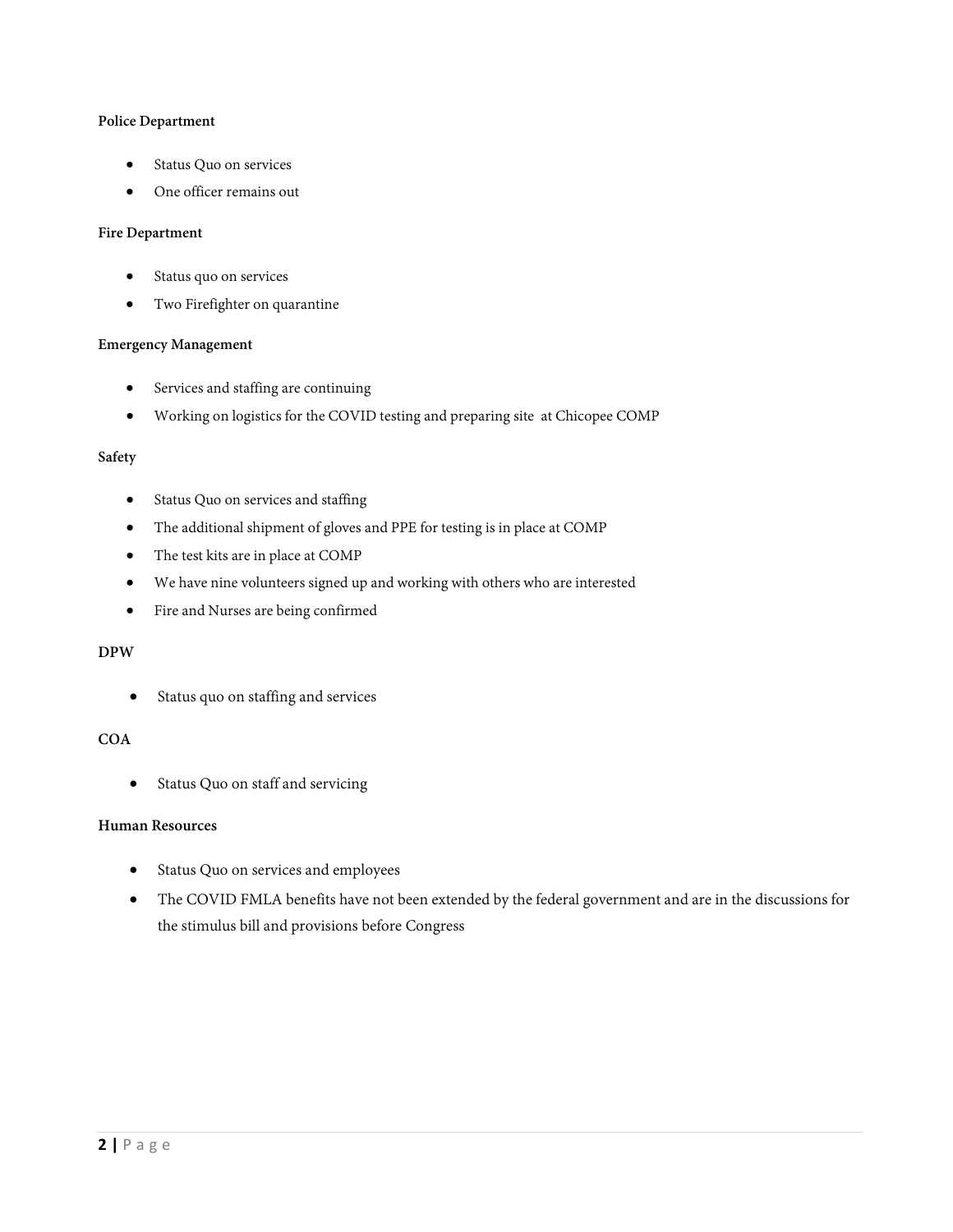**Police Department**

- Status Quo on services
- One officer remains out

**Fire Department**

- Status quo on services
- Two Firefighter on quarantine

**Emergency Management**

- Services and staffing are continuing
- Working on logistics for the COVID testing and preparing site at Chicopee COMP

**Safety**

- Status Quo on services and staffing
- The additional shipment of gloves and PPE for testing is in place at COMP
- The test kits are in place at COMP
- We have nine volunteers signed up and working with others who are interested
- Fire and Nurses are being confirmed

**DPW**

- Status quo on staffing and services

**COA**

- Status Quo on staff and servicing

**Human Resources**

- Status Quo on services and employees
- The COVID FMLA benefits have not been extended by the federal government and are in the discussions for the stimulus bill and provisions before Congress